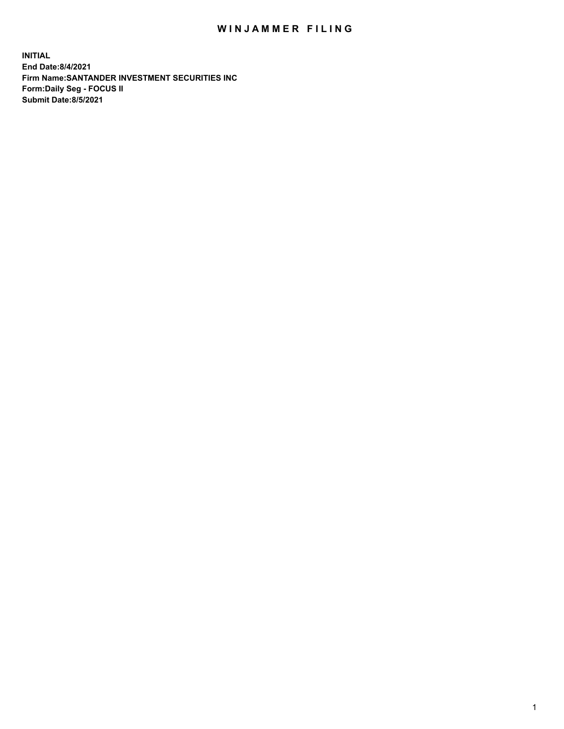# WINJAMMER FILING

**INITIAL**
**End Date:8/4/2021**
**Firm Name:SANTANDER INVESTMENT SECURITIES INC**
**Form:Daily Seg - FOCUS II**
**Submit Date:8/5/2021**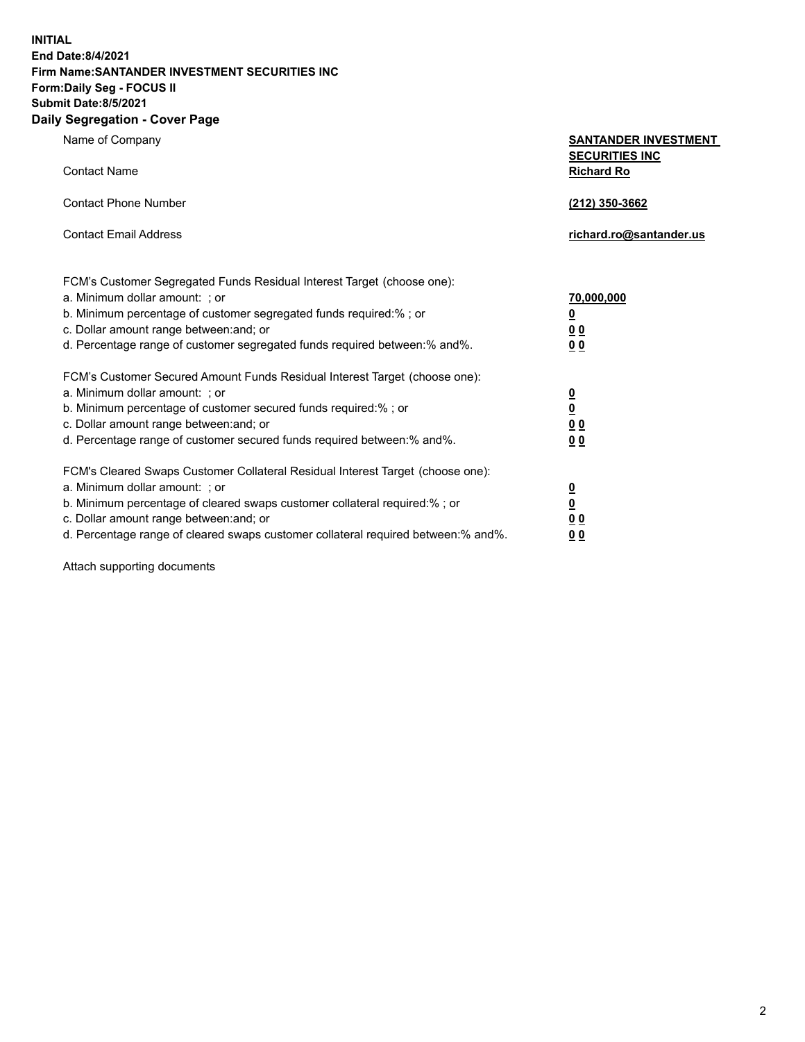**INITIAL**
**End Date:8/4/2021**
**Firm Name:SANTANDER INVESTMENT SECURITIES INC**
**Form:Daily Seg - FOCUS II**
**Submit Date:8/5/2021**

## Daily Segregation - Cover Page

| | |
|---|---|
| Name of Company | **SANTANDER INVESTMENT SECURITIES INC** |
| Contact Name | **Richard Ro** |
| Contact Phone Number | **(212) 350-3662** |
| Contact Email Address | **richard.ro@santander.us** |

FCM's Customer Segregated Funds Residual Interest Target (choose one):

| | |
|---|---|
| a. Minimum dollar amount: ; or | **70,000,000** |
| b. Minimum percentage of customer segregated funds required:% ; or | **0** |
| c. Dollar amount range between:and; or | **0 0** |
| d. Percentage range of customer segregated funds required between:% and%. | **0 0** |

FCM's Customer Secured Amount Funds Residual Interest Target (choose one):

| | |
|---|---|
| a. Minimum dollar amount: ; or | **0** |
| b. Minimum percentage of customer secured funds required:% ; or | **0** |
| c. Dollar amount range between:and; or | **0 0** |
| d. Percentage range of customer secured funds required between:% and%. | **0 0** |

FCM's Cleared Swaps Customer Collateral Residual Interest Target (choose one):

| | |
|---|---|
| a. Minimum dollar amount: ; or | **0** |
| b. Minimum percentage of cleared swaps customer collateral required:% ; or | **0** |
| c. Dollar amount range between:and; or | **0 0** |
| d. Percentage range of cleared swaps customer collateral required between:% and%. | **0 0** |

Attach supporting documents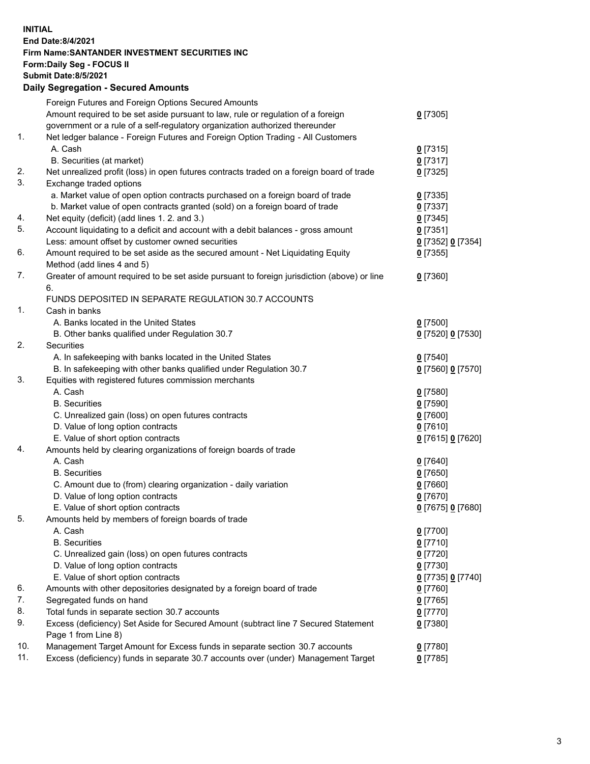**INITIAL**
**End Date:8/4/2021**
**Firm Name:SANTANDER INVESTMENT SECURITIES INC**
**Form:Daily Seg - FOCUS II**
**Submit Date:8/5/2021**

## Daily Segregation - Secured Amounts

| | | |
|---|---|---|
| | Foreign Futures and Foreign Options Secured Amounts | |
| | Amount required to be set aside pursuant to law, rule or regulation of a foreign government or a rule of a self-regulatory organization authorized thereunder | 0 [7305] |
| 1. | Net ledger balance - Foreign Futures and Foreign Option Trading - All Customers | |
| | A. Cash | 0 [7315] |
| | B. Securities (at market) | 0 [7317] |
| 2. | Net unrealized profit (loss) in open futures contracts traded on a foreign board of trade | 0 [7325] |
| 3. | Exchange traded options | |
| | a. Market value of open option contracts purchased on a foreign board of trade | 0 [7335] |
| | b. Market value of open contracts granted (sold) on a foreign board of trade | 0 [7337] |
| 4. | Net equity (deficit) (add lines 1. 2. and 3.) | 0 [7345] |
| 5. | Account liquidating to a deficit and account with a debit balances - gross amount | 0 [7351] |
| | Less: amount offset by customer owned securities | 0 [7352] 0 [7354] |
| 6. | Amount required to be set aside as the secured amount - Net Liquidating Equity Method (add lines 4 and 5) | 0 [7355] |
| 7. | Greater of amount required to be set aside pursuant to foreign jurisdiction (above) or line 6. | 0 [7360] |
| | FUNDS DEPOSITED IN SEPARATE REGULATION 30.7 ACCOUNTS | |
| 1. | Cash in banks | |
| | A. Banks located in the United States | 0 [7500] |
| | B. Other banks qualified under Regulation 30.7 | 0 [7520] 0 [7530] |
| 2. | Securities | |
| | A. In safekeeping with banks located in the United States | 0 [7540] |
| | B. In safekeeping with other banks qualified under Regulation 30.7 | 0 [7560] 0 [7570] |
| 3. | Equities with registered futures commission merchants | |
| | A. Cash | 0 [7580] |
| | B. Securities | 0 [7590] |
| | C. Unrealized gain (loss) on open futures contracts | 0 [7600] |
| | D. Value of long option contracts | 0 [7610] |
| | E. Value of short option contracts | 0 [7615] 0 [7620] |
| 4. | Amounts held by clearing organizations of foreign boards of trade | |
| | A. Cash | 0 [7640] |
| | B. Securities | 0 [7650] |
| | C. Amount due to (from) clearing organization - daily variation | 0 [7660] |
| | D. Value of long option contracts | 0 [7670] |
| | E. Value of short option contracts | 0 [7675] 0 [7680] |
| 5. | Amounts held by members of foreign boards of trade | |
| | A. Cash | 0 [7700] |
| | B. Securities | 0 [7710] |
| | C. Unrealized gain (loss) on open futures contracts | 0 [7720] |
| | D. Value of long option contracts | 0 [7730] |
| | E. Value of short option contracts | 0 [7735] 0 [7740] |
| 6. | Amounts with other depositories designated by a foreign board of trade | 0 [7760] |
| 7. | Segregated funds on hand | 0 [7765] |
| 8. | Total funds in separate section 30.7 accounts | 0 [7770] |
| 9. | Excess (deficiency) Set Aside for Secured Amount (subtract line 7 Secured Statement Page 1 from Line 8) | 0 [7380] |
| 10. | Management Target Amount for Excess funds in separate section 30.7 accounts | 0 [7780] |
| 11. | Excess (deficiency) funds in separate 30.7 accounts over (under) Management Target | 0 [7785] |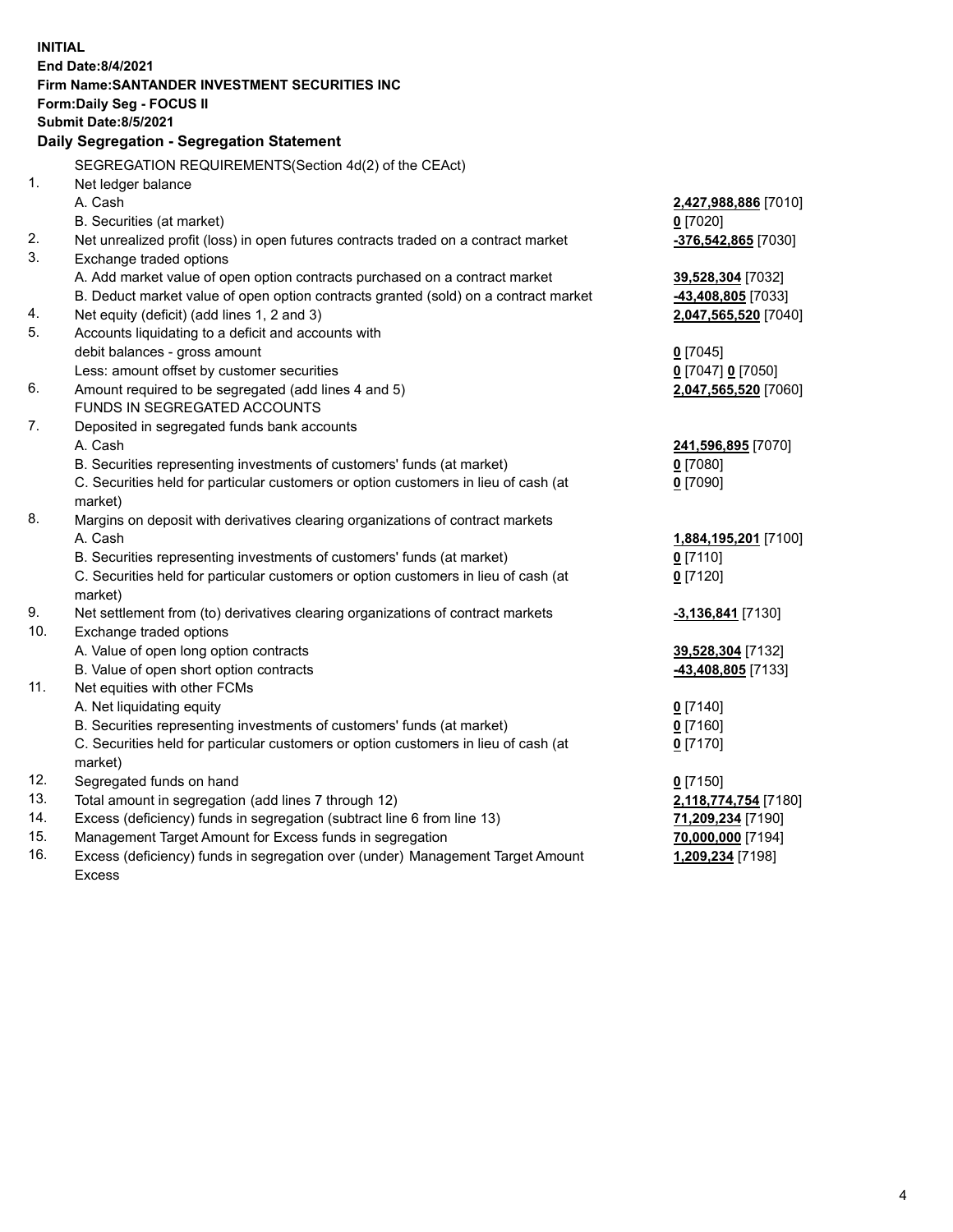**INITIAL**
**End Date:8/4/2021**
**Firm Name:SANTANDER INVESTMENT SECURITIES INC**
**Form:Daily Seg - FOCUS II**
**Submit Date:8/5/2021**

**Daily Segregation - Segregation Statement**

SEGREGATION REQUIREMENTS(Section 4d(2) of the CEAct)

| | | |
|---|---|---|
| 1. | Net ledger balance | |
| | A. Cash | **2,427,988,886** [7010] |
| | B. Securities (at market) | **0** [7020] |
| 2. | Net unrealized profit (loss) in open futures contracts traded on a contract market | **-376,542,865** [7030] |
| 3. | Exchange traded options | |
| | A. Add market value of open option contracts purchased on a contract market | **39,528,304** [7032] |
| | B. Deduct market value of open option contracts granted (sold) on a contract market | **-43,408,805** [7033] |
| 4. | Net equity (deficit) (add lines 1, 2 and 3) | **2,047,565,520** [7040] |
| 5. | Accounts liquidating to a deficit and accounts with debit balances - gross amount | **0** [7045] |
| | Less: amount offset by customer securities | **0** [7047] **0** [7050] |
| 6. | Amount required to be segregated (add lines 4 and 5) | **2,047,565,520** [7060] |
| | FUNDS IN SEGREGATED ACCOUNTS | |
| 7. | Deposited in segregated funds bank accounts | |
| | A. Cash | **241,596,895** [7070] |
| | B. Securities representing investments of customers' funds (at market) | **0** [7080] |
| | C. Securities held for particular customers or option customers in lieu of cash (at market) | **0** [7090] |
| 8. | Margins on deposit with derivatives clearing organizations of contract markets | |
| | A. Cash | **1,884,195,201** [7100] |
| | B. Securities representing investments of customers' funds (at market) | **0** [7110] |
| | C. Securities held for particular customers or option customers in lieu of cash (at market) | **0** [7120] |
| 9. | Net settlement from (to) derivatives clearing organizations of contract markets | **-3,136,841** [7130] |
| 10. | Exchange traded options | |
| | A. Value of open long option contracts | **39,528,304** [7132] |
| | B. Value of open short option contracts | **-43,408,805** [7133] |
| 11. | Net equities with other FCMs | |
| | A. Net liquidating equity | **0** [7140] |
| | B. Securities representing investments of customers' funds (at market) | **0** [7160] |
| | C. Securities held for particular customers or option customers in lieu of cash (at market) | **0** [7170] |
| 12. | Segregated funds on hand | **0** [7150] |
| 13. | Total amount in segregation (add lines 7 through 12) | **2,118,774,754** [7180] |
| 14. | Excess (deficiency) funds in segregation (subtract line 6 from line 13) | **71,209,234** [7190] |
| 15. | Management Target Amount for Excess funds in segregation | **70,000,000** [7194] |
| 16. | Excess (deficiency) funds in segregation over (under) Management Target Amount Excess | **1,209,234** [7198] |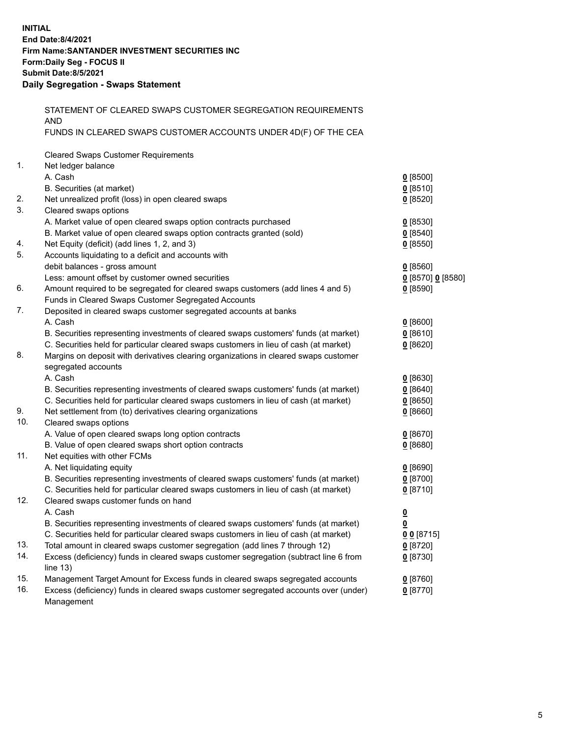**INITIAL**
**End Date:8/4/2021**
**Firm Name:SANTANDER INVESTMENT SECURITIES INC**
**Form:Daily Seg - FOCUS II**
**Submit Date:8/5/2021**
**Daily Segregation - Swaps Statement**

STATEMENT OF CLEARED SWAPS CUSTOMER SEGREGATION REQUIREMENTS
AND
FUNDS IN CLEARED SWAPS CUSTOMER ACCOUNTS UNDER 4D(F) OF THE CEA

| | | |
|---|---|---|
| | Cleared Swaps Customer Requirements | |
| 1. | Net ledger balance | |
| | A. Cash | 0 [8500] |
| | B. Securities (at market) | 0 [8510] |
| 2. | Net unrealized profit (loss) in open cleared swaps | 0 [8520] |
| 3. | Cleared swaps options | |
| | A. Market value of open cleared swaps option contracts purchased | 0 [8530] |
| | B. Market value of open cleared swaps option contracts granted (sold) | 0 [8540] |
| 4. | Net Equity (deficit) (add lines 1, 2, and 3) | 0 [8550] |
| 5. | Accounts liquidating to a deficit and accounts with | |
| | debit balances - gross amount | 0 [8560] |
| | Less: amount offset by customer owned securities | 0 [8570] 0 [8580] |
| 6. | Amount required to be segregated for cleared swaps customers (add lines 4 and 5) | 0 [8590] |
| | Funds in Cleared Swaps Customer Segregated Accounts | |
| 7. | Deposited in cleared swaps customer segregated accounts at banks | |
| | A. Cash | 0 [8600] |
| | B. Securities representing investments of cleared swaps customers' funds (at market) | 0 [8610] |
| | C. Securities held for particular cleared swaps customers in lieu of cash (at market) | 0 [8620] |
| 8. | Margins on deposit with derivatives clearing organizations in cleared swaps customer segregated accounts | |
| | A. Cash | 0 [8630] |
| | B. Securities representing investments of cleared swaps customers' funds (at market) | 0 [8640] |
| | C. Securities held for particular cleared swaps customers in lieu of cash (at market) | 0 [8650] |
| 9. | Net settlement from (to) derivatives clearing organizations | 0 [8660] |
| 10. | Cleared swaps options | |
| | A. Value of open cleared swaps long option contracts | 0 [8670] |
| | B. Value of open cleared swaps short option contracts | 0 [8680] |
| 11. | Net equities with other FCMs | |
| | A. Net liquidating equity | 0 [8690] |
| | B. Securities representing investments of cleared swaps customers' funds (at market) | 0 [8700] |
| | C. Securities held for particular cleared swaps customers in lieu of cash (at market) | 0 [8710] |
| 12. | Cleared swaps customer funds on hand | |
| | A. Cash | 0 |
| | B. Securities representing investments of cleared swaps customers' funds (at market) | 0 |
| | C. Securities held for particular cleared swaps customers in lieu of cash (at market) | 0 0 [8715] |
| 13. | Total amount in cleared swaps customer segregation (add lines 7 through 12) | 0 [8720] |
| 14. | Excess (deficiency) funds in cleared swaps customer segregation (subtract line 6 from line 13) | 0 [8730] |
| 15. | Management Target Amount for Excess funds in cleared swaps segregated accounts | 0 [8760] |
| 16. | Excess (deficiency) funds in cleared swaps customer segregated accounts over (under) Management | 0 [8770] |